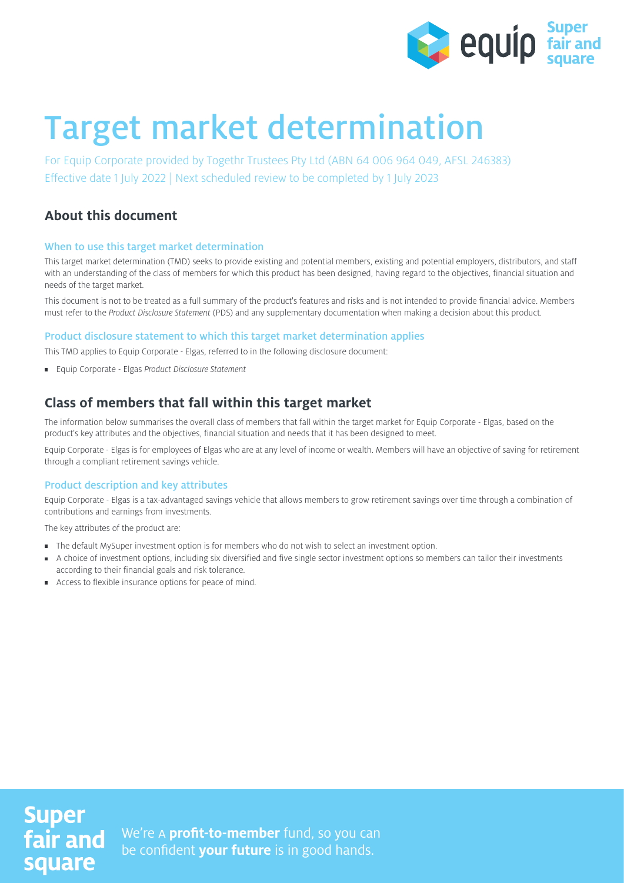# Target market determination

For Equip Corporate provided by Togethr Trustees Pty Ltd (ABN 64 006 964 049, AFSL 246383)
Effective date 1 July 2022 | Next scheduled review to be completed by 1 July 2023

## About this document

### When to use this target market determination

This target market determination (TMD) seeks to provide existing and potential members, existing and potential employers, distributors, and staff with an understanding of the class of members for which this product has been designed, having regard to the objectives, financial situation and needs of the target market.

This document is not to be treated as a full summary of the product's features and risks and is not intended to provide financial advice. Members must refer to the *Product Disclosure Statement* (PDS) and any supplementary documentation when making a decision about this product.

### Product disclosure statement to which this target market determination applies

This TMD applies to Equip Corporate - Elgas, referred to in the following disclosure document:

- Equip Corporate - Elgas *Product Disclosure Statement*

## Class of members that fall within this target market

The information below summarises the overall class of members that fall within the target market for Equip Corporate - Elgas, based on the product's key attributes and the objectives, financial situation and needs that it has been designed to meet.

Equip Corporate - Elgas is for employees of Elgas who are at any level of income or wealth. Members will have an objective of saving for retirement through a compliant retirement savings vehicle.

### Product description and key attributes

Equip Corporate - Elgas is a tax-advantaged savings vehicle that allows members to grow retirement savings over time through a combination of contributions and earnings from investments.

The key attributes of the product are:

- The default MySuper investment option is for members who do not wish to select an investment option.
- A choice of investment options, including six diversified and five single sector investment options so members can tailor their investments according to their financial goals and risk tolerance.
- Access to flexible insurance options for peace of mind.

**Super fair and square**

We're A **profit-to-member** fund, so you can be confident **your future** is in good hands.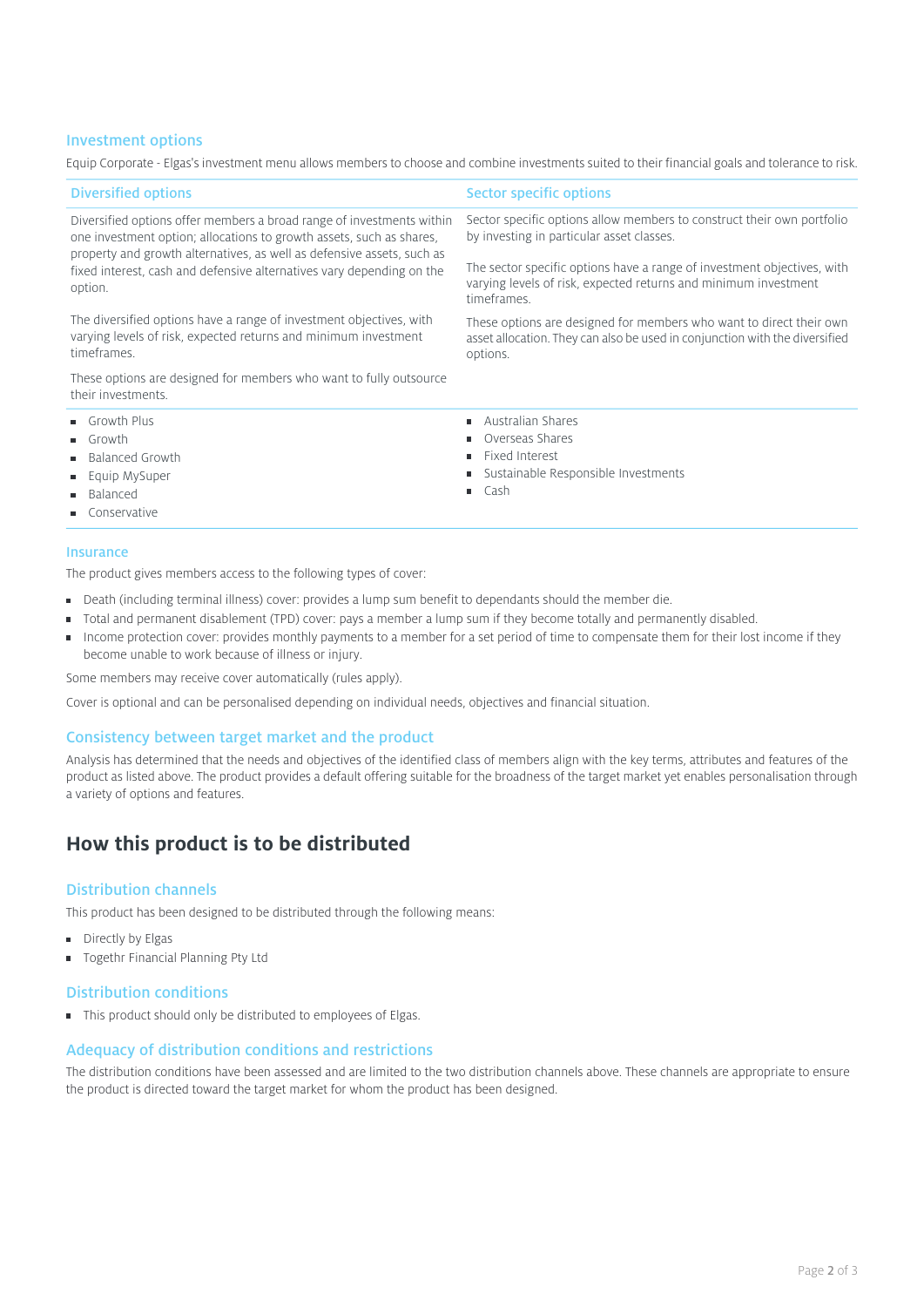## Investment options

Equip Corporate - Elgas's investment menu allows members to choose and combine investments suited to their financial goals and tolerance to risk.

| Diversified options | Sector specific options |
|---|---|
| Diversified options offer members a broad range of investments within one investment option; allocations to growth assets, such as shares, property and growth alternatives, as well as defensive assets, such as fixed interest, cash and defensive alternatives vary depending on the option.<br><br>The diversified options have a range of investment objectives, with varying levels of risk, expected returns and minimum investment timeframes.<br><br>These options are designed for members who want to fully outsource their investments. | Sector specific options allow members to construct their own portfolio by investing in particular asset classes.<br><br>The sector specific options have a range of investment objectives, with varying levels of risk, expected returns and minimum investment timeframes.<br><br>These options are designed for members who want to direct their own asset allocation. They can also be used in conjunction with the diversified options. |
| • Growth Plus<br>• Growth<br>• Balanced Growth<br>• Equip MySuper<br>• Balanced<br>• Conservative | • Australian Shares<br>• Overseas Shares<br>• Fixed Interest<br>• Sustainable Responsible Investments<br>• Cash |

### Insurance

The product gives members access to the following types of cover:

- Death (including terminal illness) cover: provides a lump sum benefit to dependants should the member die.
- Total and permanent disablement (TPD) cover: pays a member a lump sum if they become totally and permanently disabled.
- Income protection cover: provides monthly payments to a member for a set period of time to compensate them for their lost income if they become unable to work because of illness or injury.

Some members may receive cover automatically (rules apply).

Cover is optional and can be personalised depending on individual needs, objectives and financial situation.

### Consistency between target market and the product

Analysis has determined that the needs and objectives of the identified class of members align with the key terms, attributes and features of the product as listed above. The product provides a default offering suitable for the broadness of the target market yet enables personalisation through a variety of options and features.

# How this product is to be distributed

### Distribution channels

This product has been designed to be distributed through the following means:

- Directly by Elgas
- Togethr Financial Planning Pty Ltd

### Distribution conditions

- This product should only be distributed to employees of Elgas.

### Adequacy of distribution conditions and restrictions

The distribution conditions have been assessed and are limited to the two distribution channels above. These channels are appropriate to ensure the product is directed toward the target market for whom the product has been designed.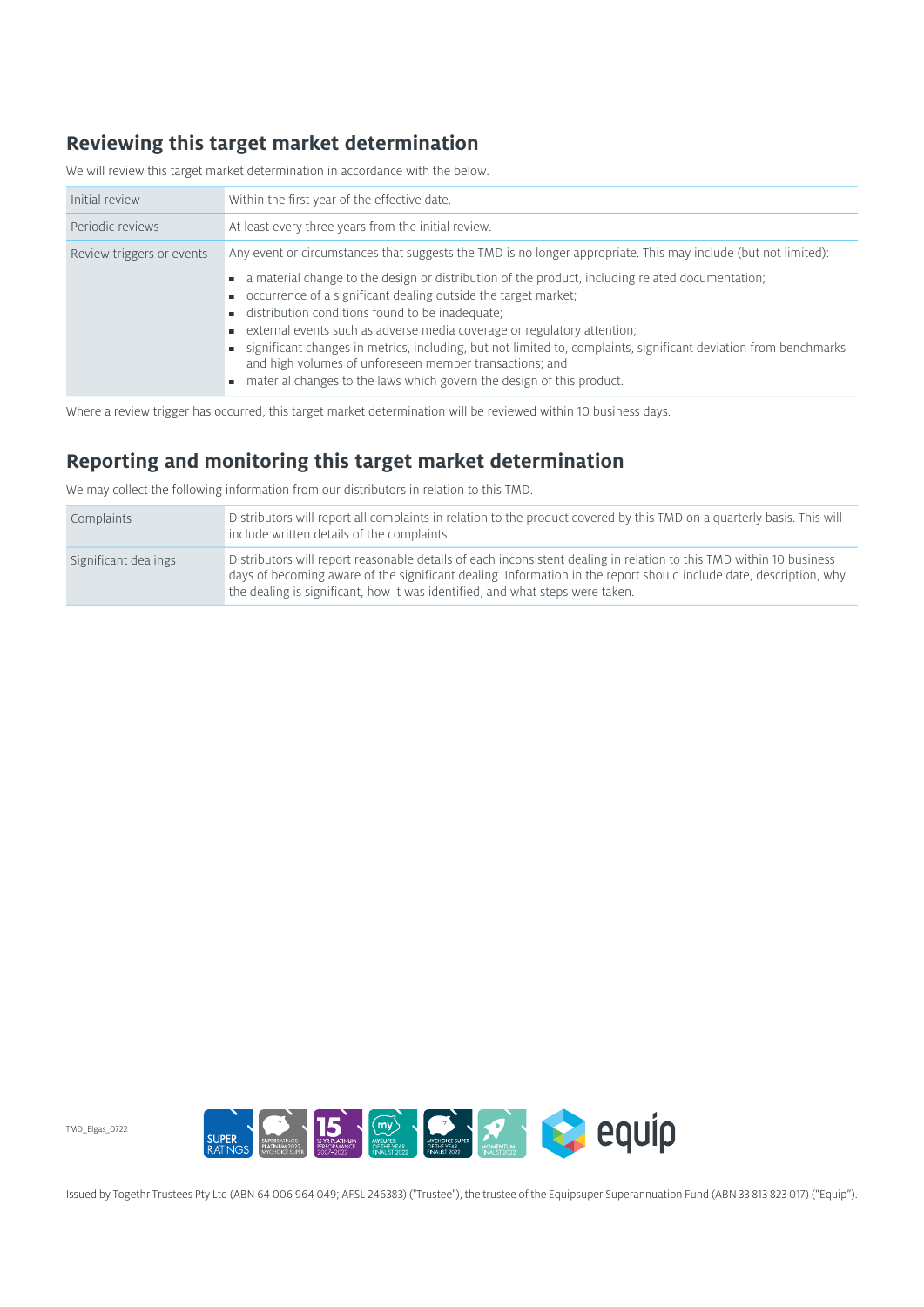## Reviewing this target market determination

We will review this target market determination in accordance with the below.

| | |
|---|---|
| Initial review | Within the first year of the effective date. |
| Periodic reviews | At least every three years from the initial review. |
| Review triggers or events | Any event or circumstances that suggests the TMD is no longer appropriate. This may include (but not limited):<br>▪ a material change to the design or distribution of the product, including related documentation;<br>▪ occurrence of a significant dealing outside the target market;<br>▪ distribution conditions found to be inadequate;<br>▪ external events such as adverse media coverage or regulatory attention;<br>▪ significant changes in metrics, including, but not limited to, complaints, significant deviation from benchmarks and high volumes of unforeseen member transactions; and<br>▪ material changes to the laws which govern the design of this product. |

Where a review trigger has occurred, this target market determination will be reviewed within 10 business days.

## Reporting and monitoring this target market determination

We may collect the following information from our distributors in relation to this TMD.

| | |
|---|---|
| Complaints | Distributors will report all complaints in relation to the product covered by this TMD on a quarterly basis. This will include written details of the complaints. |
| Significant dealings | Distributors will report reasonable details of each inconsistent dealing in relation to this TMD within 10 business days of becoming aware of the significant dealing. Information in the report should include date, description, why the dealing is significant, how it was identified, and what steps were taken. |

TMD_Elgas_0722

Issued by Togethr Trustees Pty Ltd (ABN 64 006 964 049; AFSL 246383) ("Trustee"), the trustee of the Equipsuper Superannuation Fund (ABN 33 813 823 017) ("Equip").